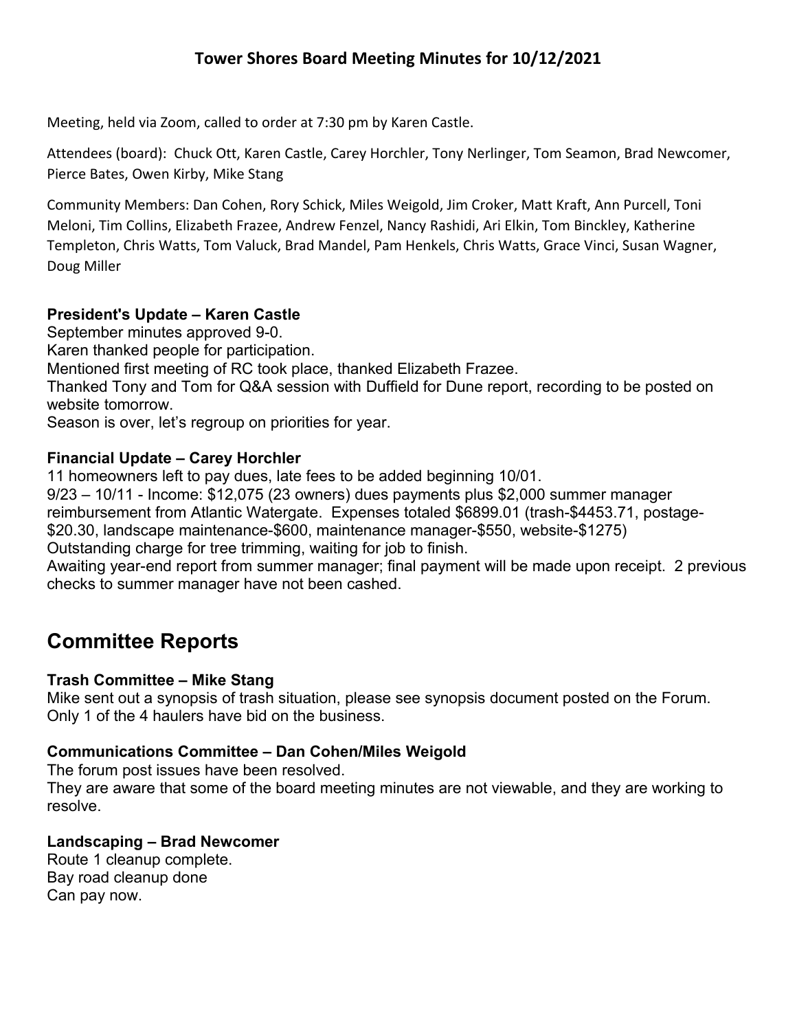# Tower Shores Board Meeting Minutes for 10/12/2021

Meeting, held via Zoom, called to order at 7:30 pm by Karen Castle.

Attendees (board): Chuck Ott, Karen Castle, Carey Horchler, Tony Nerlinger, Tom Seamon, Brad Newcomer, Pierce Bates, Owen Kirby, Mike Stang

Community Members: Dan Cohen, Rory Schick, Miles Weigold, Jim Croker, Matt Kraft, Ann Purcell, Toni Meloni, Tim Collins, Elizabeth Frazee, Andrew Fenzel, Nancy Rashidi, Ari Elkin, Tom Binckley, Katherine Templeton, Chris Watts, Tom Valuck, Brad Mandel, Pam Henkels, Chris Watts, Grace Vinci, Susan Wagner, Doug Miller

### President's Update – Karen Castle

September minutes approved 9-0.
Karen thanked people for participation.
Mentioned first meeting of RC took place, thanked Elizabeth Frazee.
Thanked Tony and Tom for Q&A session with Duffield for Dune report, recording to be posted on website tomorrow.
Season is over, let's regroup on priorities for year.

### Financial Update – Carey Horchler

11 homeowners left to pay dues, late fees to be added beginning 10/01.
9/23 – 10/11 - Income: $12,075 (23 owners) dues payments plus $2,000 summer manager reimbursement from Atlantic Watergate. Expenses totaled $6899.01 (trash-$4453.71, postage-$20.30, landscape maintenance-$600, maintenance manager-$550, website-$1275)
Outstanding charge for tree trimming, waiting for job to finish.
Awaiting year-end report from summer manager; final payment will be made upon receipt. 2 previous checks to summer manager have not been cashed.

## Committee Reports

### Trash Committee – Mike Stang

Mike sent out a synopsis of trash situation, please see synopsis document posted on the Forum.
Only 1 of the 4 haulers have bid on the business.

### Communications Committee – Dan Cohen/Miles Weigold

The forum post issues have been resolved.
They are aware that some of the board meeting minutes are not viewable, and they are working to resolve.

### Landscaping – Brad Newcomer

Route 1 cleanup complete.
Bay road cleanup done
Can pay now.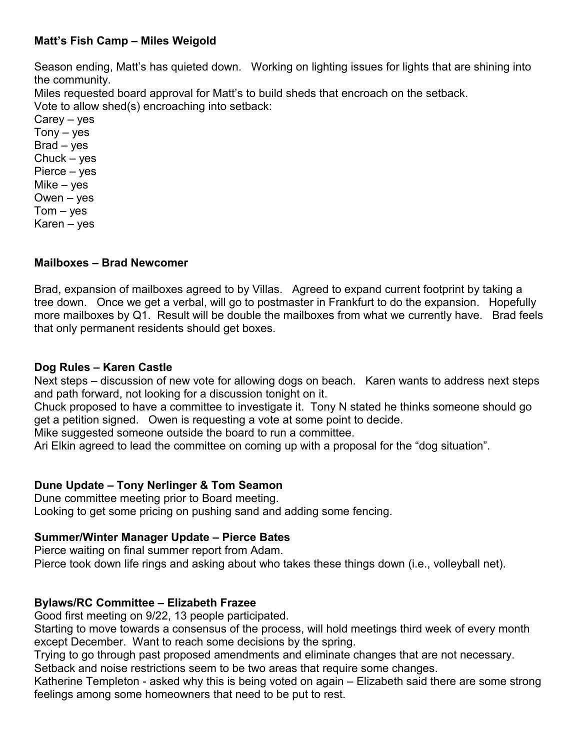**Matt's Fish Camp – Miles Weigold**

Season ending, Matt's has quieted down. Working on lighting issues for lights that are shining into the community.
Miles requested board approval for Matt's to build sheds that encroach on the setback.
Vote to allow shed(s) encroaching into setback:
Carey – yes
Tony – yes
Brad – yes
Chuck – yes
Pierce – yes
Mike – yes
Owen – yes
Tom – yes
Karen – yes

**Mailboxes – Brad Newcomer**

Brad, expansion of mailboxes agreed to by Villas. Agreed to expand current footprint by taking a tree down. Once we get a verbal, will go to postmaster in Frankfurt to do the expansion. Hopefully more mailboxes by Q1. Result will be double the mailboxes from what we currently have. Brad feels that only permanent residents should get boxes.

**Dog Rules – Karen Castle**
Next steps – discussion of new vote for allowing dogs on beach. Karen wants to address next steps and path forward, not looking for a discussion tonight on it.
Chuck proposed to have a committee to investigate it. Tony N stated he thinks someone should go get a petition signed. Owen is requesting a vote at some point to decide.
Mike suggested someone outside the board to run a committee.
Ari Elkin agreed to lead the committee on coming up with a proposal for the "dog situation".

**Dune Update – Tony Nerlinger & Tom Seamon**
Dune committee meeting prior to Board meeting.
Looking to get some pricing on pushing sand and adding some fencing.

**Summer/Winter Manager Update – Pierce Bates**
Pierce waiting on final summer report from Adam.
Pierce took down life rings and asking about who takes these things down (i.e., volleyball net).

**Bylaws/RC Committee – Elizabeth Frazee**
Good first meeting on 9/22, 13 people participated.
Starting to move towards a consensus of the process, will hold meetings third week of every month except December. Want to reach some decisions by the spring.
Trying to go through past proposed amendments and eliminate changes that are not necessary.
Setback and noise restrictions seem to be two areas that require some changes.
Katherine Templeton - asked why this is being voted on again – Elizabeth said there are some strong feelings among some homeowners that need to be put to rest.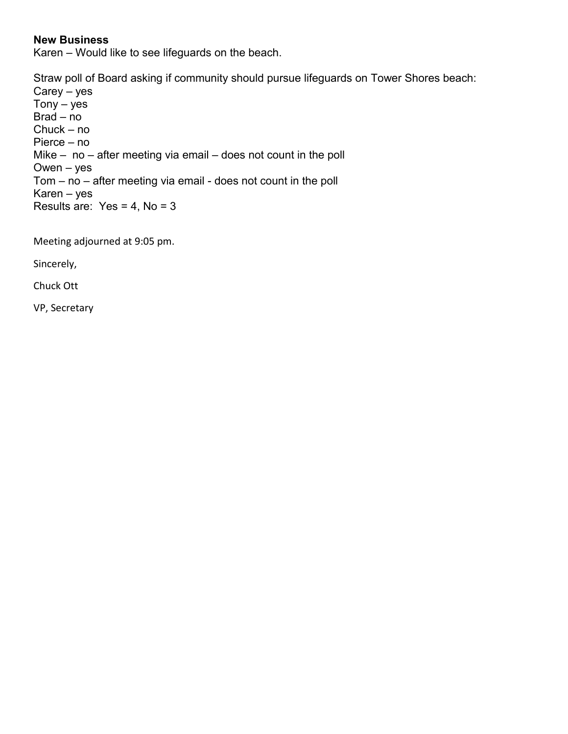**New Business**

Karen – Would like to see lifeguards on the beach.

Straw poll of Board asking if community should pursue lifeguards on Tower Shores beach:
Carey – yes
Tony – yes
Brad – no
Chuck – no
Pierce – no
Mike – no – after meeting via email – does not count in the poll
Owen – yes
Tom – no – after meeting via email - does not count in the poll
Karen – yes
Results are: Yes = 4, No = 3

Meeting adjourned at 9:05 pm.

Sincerely,

Chuck Ott

VP, Secretary